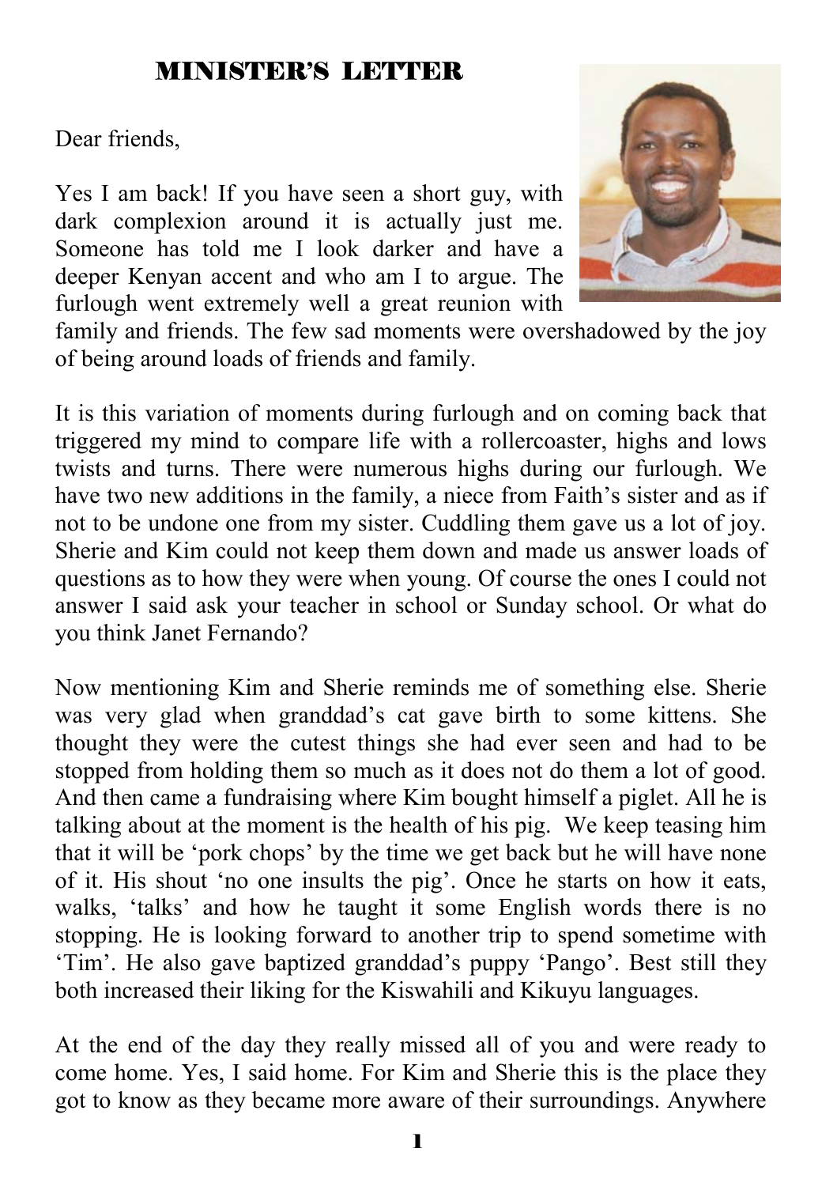# MINISTER'S LETTER

Dear friends,

Yes I am back! If you have seen a short guy, with dark complexion around it is actually just me. Someone has told me I look darker and have a deeper Kenyan accent and who am I to argue. The furlough went extremely well a great reunion with family and friends. The few sad moments were overshadowed by the joy of being around loads of friends and family.

It is this variation of moments during furlough and on coming back that triggered my mind to compare life with a rollercoaster, highs and lows twists and turns. There were numerous highs during our furlough. We have two new additions in the family, a niece from Faith's sister and as if not to be undone one from my sister. Cuddling them gave us a lot of joy. Sherie and Kim could not keep them down and made us answer loads of questions as to how they were when young. Of course the ones I could not answer I said ask your teacher in school or Sunday school. Or what do you think Janet Fernando?

Now mentioning Kim and Sherie reminds me of something else. Sherie was very glad when granddad's cat gave birth to some kittens. She thought they were the cutest things she had ever seen and had to be stopped from holding them so much as it does not do them a lot of good. And then came a fundraising where Kim bought himself a piglet. All he is talking about at the moment is the health of his pig. We keep teasing him that it will be 'pork chops' by the time we get back but he will have none of it. His shout 'no one insults the pig'. Once he starts on how it eats, walks, 'talks' and how he taught it some English words there is no stopping. He is looking forward to another trip to spend sometime with 'Tim'. He also gave baptized granddad's puppy 'Pango'. Best still they both increased their liking for the Kiswahili and Kikuyu languages.

At the end of the day they really missed all of you and were ready to come home. Yes, I said home. For Kim and Sherie this is the place they got to know as they became more aware of their surroundings. Anywhere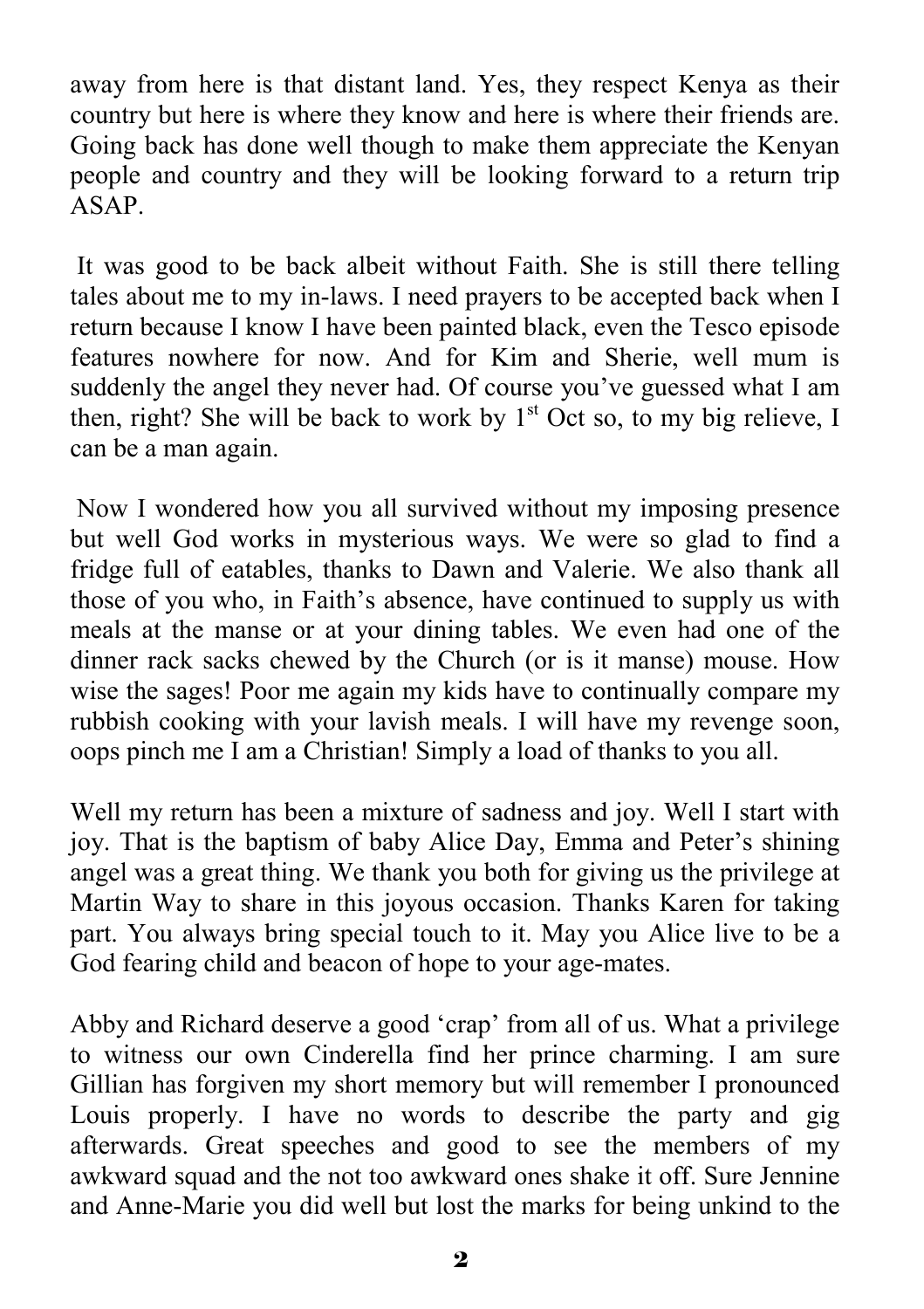away from here is that distant land. Yes, they respect Kenya as their country but here is where they know and here is where their friends are. Going back has done well though to make them appreciate the Kenyan people and country and they will be looking forward to a return trip ASAP.

It was good to be back albeit without Faith. She is still there telling tales about me to my in-laws. I need prayers to be accepted back when I return because I know I have been painted black, even the Tesco episode features nowhere for now. And for Kim and Sherie, well mum is suddenly the angel they never had. Of course you've guessed what I am then, right? She will be back to work by 1st Oct so, to my big relieve, I can be a man again.

Now I wondered how you all survived without my imposing presence but well God works in mysterious ways. We were so glad to find a fridge full of eatables, thanks to Dawn and Valerie. We also thank all those of you who, in Faith's absence, have continued to supply us with meals at the manse or at your dining tables. We even had one of the dinner rack sacks chewed by the Church (or is it manse) mouse. How wise the sages! Poor me again my kids have to continually compare my rubbish cooking with your lavish meals. I will have my revenge soon, oops pinch me I am a Christian! Simply a load of thanks to you all.

Well my return has been a mixture of sadness and joy. Well I start with joy. That is the baptism of baby Alice Day, Emma and Peter's shining angel was a great thing. We thank you both for giving us the privilege at Martin Way to share in this joyous occasion. Thanks Karen for taking part. You always bring special touch to it. May you Alice live to be a God fearing child and beacon of hope to your age-mates.

Abby and Richard deserve a good 'crap' from all of us. What a privilege to witness our own Cinderella find her prince charming. I am sure Gillian has forgiven my short memory but will remember I pronounced Louis properly. I have no words to describe the party and gig afterwards. Great speeches and good to see the members of my awkward squad and the not too awkward ones shake it off. Sure Jennine and Anne-Marie you did well but lost the marks for being unkind to the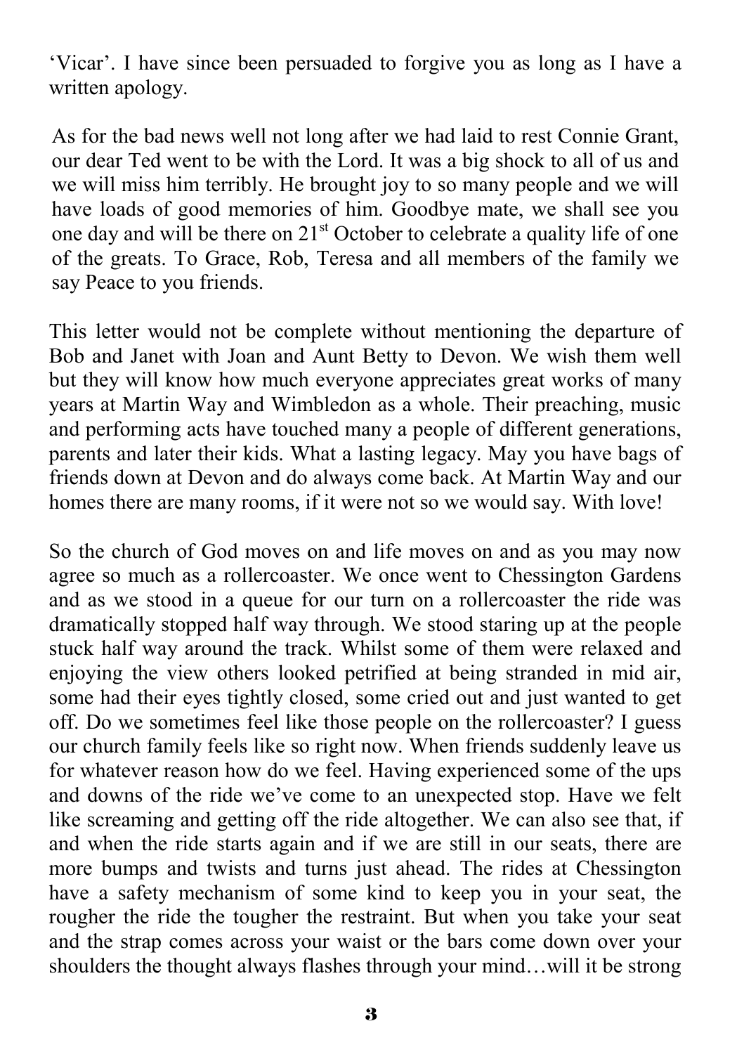'Vicar'. I have since been persuaded to forgive you as long as I have a written apology.

As for the bad news well not long after we had laid to rest Connie Grant, our dear Ted went to be with the Lord. It was a big shock to all of us and we will miss him terribly. He brought joy to so many people and we will have loads of good memories of him. Goodbye mate, we shall see you one day and will be there on 21st October to celebrate a quality life of one of the greats. To Grace, Rob, Teresa and all members of the family we say Peace to you friends.

This letter would not be complete without mentioning the departure of Bob and Janet with Joan and Aunt Betty to Devon. We wish them well but they will know how much everyone appreciates great works of many years at Martin Way and Wimbledon as a whole. Their preaching, music and performing acts have touched many a people of different generations, parents and later their kids. What a lasting legacy. May you have bags of friends down at Devon and do always come back. At Martin Way and our homes there are many rooms, if it were not so we would say. With love!

So the church of God moves on and life moves on and as you may now agree so much as a rollercoaster. We once went to Chessington Gardens and as we stood in a queue for our turn on a rollercoaster the ride was dramatically stopped half way through. We stood staring up at the people stuck half way around the track. Whilst some of them were relaxed and enjoying the view others looked petrified at being stranded in mid air, some had their eyes tightly closed, some cried out and just wanted to get off. Do we sometimes feel like those people on the rollercoaster? I guess our church family feels like so right now. When friends suddenly leave us for whatever reason how do we feel. Having experienced some of the ups and downs of the ride we've come to an unexpected stop. Have we felt like screaming and getting off the ride altogether. We can also see that, if and when the ride starts again and if we are still in our seats, there are more bumps and twists and turns just ahead. The rides at Chessington have a safety mechanism of some kind to keep you in your seat, the rougher the ride the tougher the restraint. But when you take your seat and the strap comes across your waist or the bars come down over your shoulders the thought always flashes through your mind…will it be strong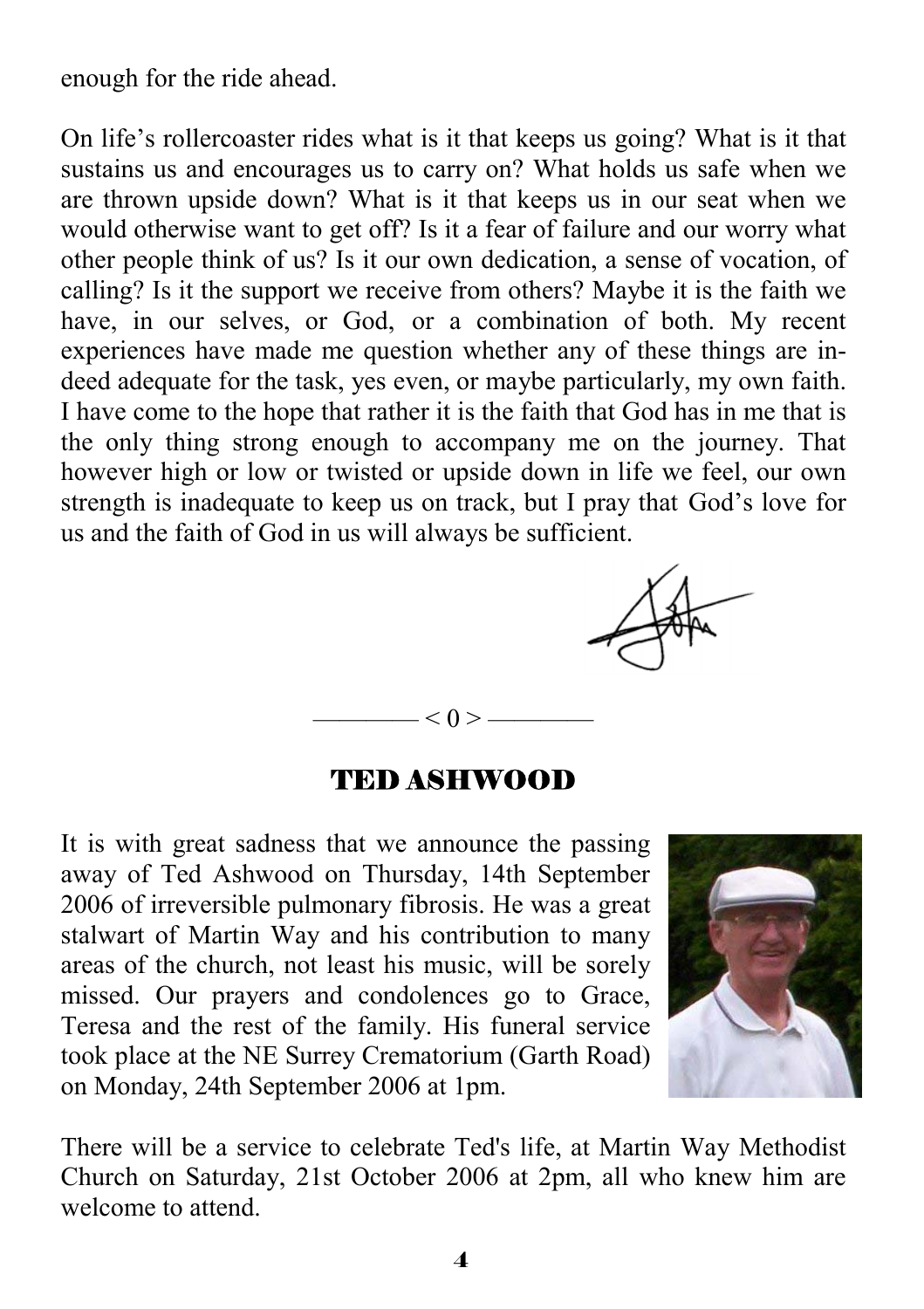enough for the ride ahead.

On life's rollercoaster rides what is it that keeps us going? What is it that sustains us and encourages us to carry on? What holds us safe when we are thrown upside down? What is it that keeps us in our seat when we would otherwise want to get off? Is it a fear of failure and our worry what other people think of us? Is it our own dedication, a sense of vocation, of calling? Is it the support we receive from others? Maybe it is the faith we have, in our selves, or God, or a combination of both. My recent experiences have made me question whether any of these things are indeed adequate for the task, yes even, or maybe particularly, my own faith. I have come to the hope that rather it is the faith that God has in me that is the only thing strong enough to accompany me on the journey. That however high or low or twisted or upside down in life we feel, our own strength is inadequate to keep us on track, but I pray that God's love for us and the faith of God in us will always be sufficient.

John

———— < 0 > ————

## TED ASHWOOD

It is with great sadness that we announce the passing away of Ted Ashwood on Thursday, 14th September 2006 of irreversible pulmonary fibrosis. He was a great stalwart of Martin Way and his contribution to many areas of the church, not least his music, will be sorely missed. Our prayers and condolences go to Grace, Teresa and the rest of the family. His funeral service took place at the NE Surrey Crematorium (Garth Road) on Monday, 24th September 2006 at 1pm.

There will be a service to celebrate Ted's life, at Martin Way Methodist Church on Saturday, 21st October 2006 at 2pm, all who knew him are welcome to attend.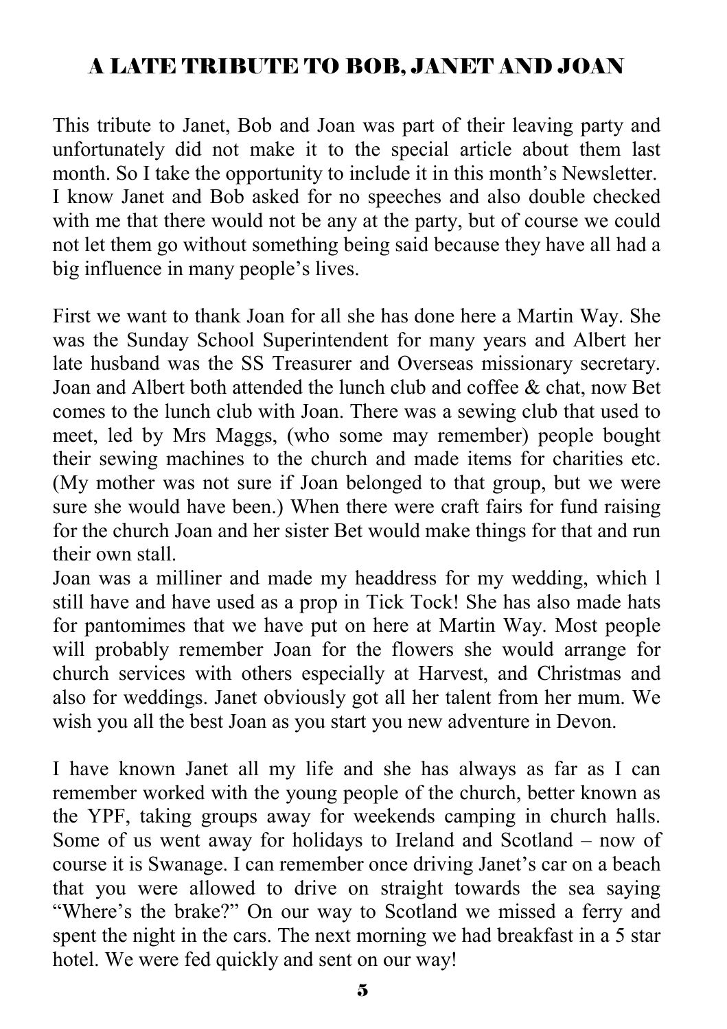# A LATE TRIBUTE TO BOB, JANET AND JOAN

This tribute to Janet, Bob and Joan was part of their leaving party and unfortunately did not make it to the special article about them last month. So I take the opportunity to include it in this month's Newsletter. I know Janet and Bob asked for no speeches and also double checked with me that there would not be any at the party, but of course we could not let them go without something being said because they have all had a big influence in many people's lives.

First we want to thank Joan for all she has done here a Martin Way. She was the Sunday School Superintendent for many years and Albert her late husband was the SS Treasurer and Overseas missionary secretary. Joan and Albert both attended the lunch club and coffee & chat, now Bet comes to the lunch club with Joan. There was a sewing club that used to meet, led by Mrs Maggs, (who some may remember) people bought their sewing machines to the church and made items for charities etc. (My mother was not sure if Joan belonged to that group, but we were sure she would have been.) When there were craft fairs for fund raising for the church Joan and her sister Bet would make things for that and run their own stall.

Joan was a milliner and made my headdress for my wedding, which l still have and have used as a prop in Tick Tock! She has also made hats for pantomimes that we have put on here at Martin Way. Most people will probably remember Joan for the flowers she would arrange for church services with others especially at Harvest, and Christmas and also for weddings. Janet obviously got all her talent from her mum. We wish you all the best Joan as you start you new adventure in Devon.

I have known Janet all my life and she has always as far as I can remember worked with the young people of the church, better known as the YPF, taking groups away for weekends camping in church halls. Some of us went away for holidays to Ireland and Scotland – now of course it is Swanage. I can remember once driving Janet's car on a beach that you were allowed to drive on straight towards the sea saying "Where's the brake?" On our way to Scotland we missed a ferry and spent the night in the cars. The next morning we had breakfast in a 5 star hotel. We were fed quickly and sent on our way!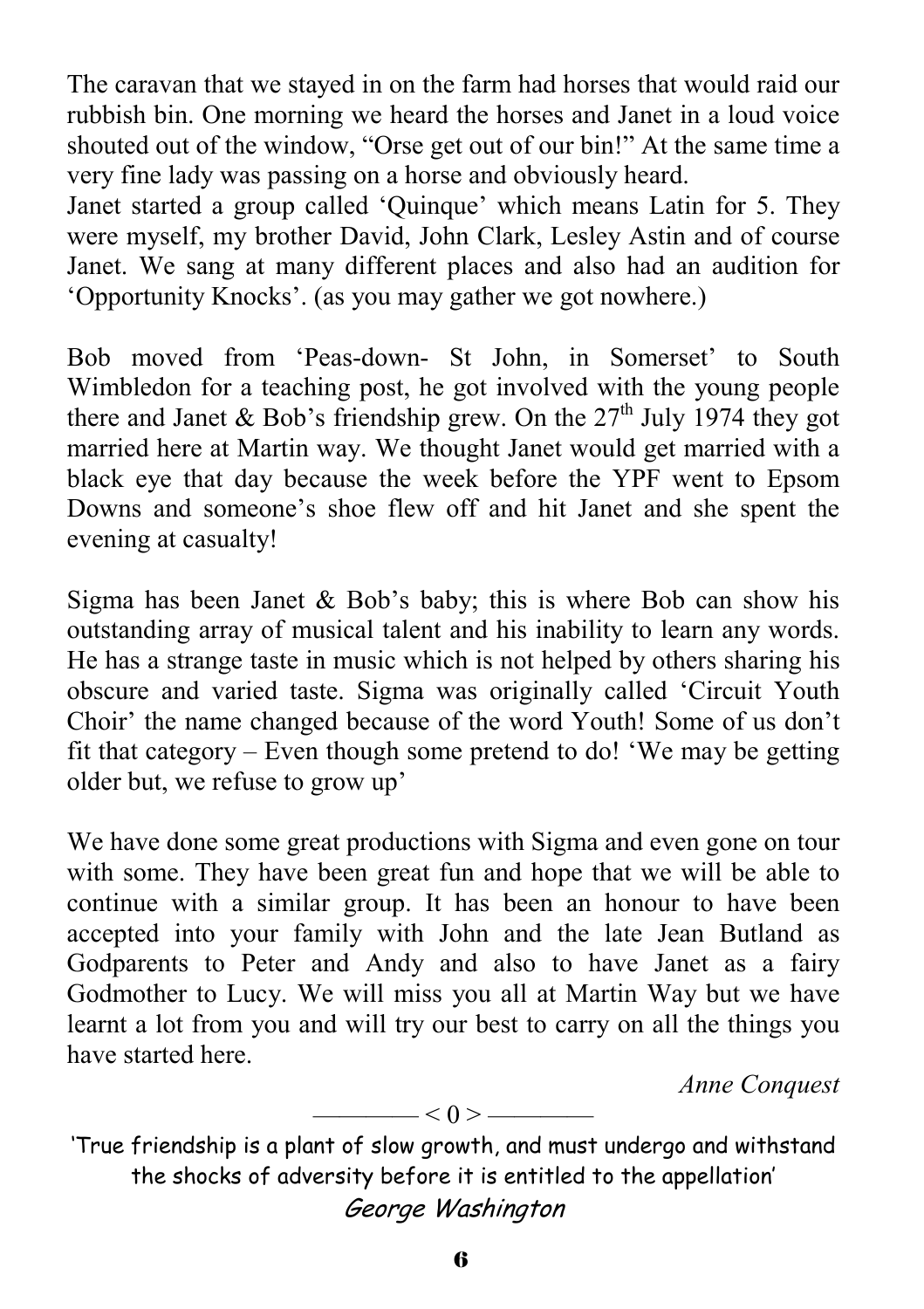The caravan that we stayed in on the farm had horses that would raid our rubbish bin. One morning we heard the horses and Janet in a loud voice shouted out of the window, "Orse get out of our bin!" At the same time a very fine lady was passing on a horse and obviously heard.

Janet started a group called 'Quinque' which means Latin for 5. They were myself, my brother David, John Clark, Lesley Astin and of course Janet. We sang at many different places and also had an audition for 'Opportunity Knocks'. (as you may gather we got nowhere.)

Bob moved from 'Peas-down- St John, in Somerset' to South Wimbledon for a teaching post, he got involved with the young people there and Janet & Bob's friendship grew. On the 27th July 1974 they got married here at Martin way. We thought Janet would get married with a black eye that day because the week before the YPF went to Epsom Downs and someone's shoe flew off and hit Janet and she spent the evening at casualty!

Sigma has been Janet & Bob's baby; this is where Bob can show his outstanding array of musical talent and his inability to learn any words. He has a strange taste in music which is not helped by others sharing his obscure and varied taste. Sigma was originally called 'Circuit Youth Choir' the name changed because of the word Youth! Some of us don't fit that category – Even though some pretend to do! 'We may be getting older but, we refuse to grow up'

We have done some great productions with Sigma and even gone on tour with some. They have been great fun and hope that we will be able to continue with a similar group. It has been an honour to have been accepted into your family with John and the late Jean Butland as Godparents to Peter and Andy and also to have Janet as a fairy Godmother to Lucy. We will miss you all at Martin Way but we have learnt a lot from you and will try our best to carry on all the things you have started here.

*Anne Conquest*

———— < 0 > ————

'True friendship is a plant of slow growth, and must undergo and withstand the shocks of adversity before it is entitled to the appellation'

*George Washington*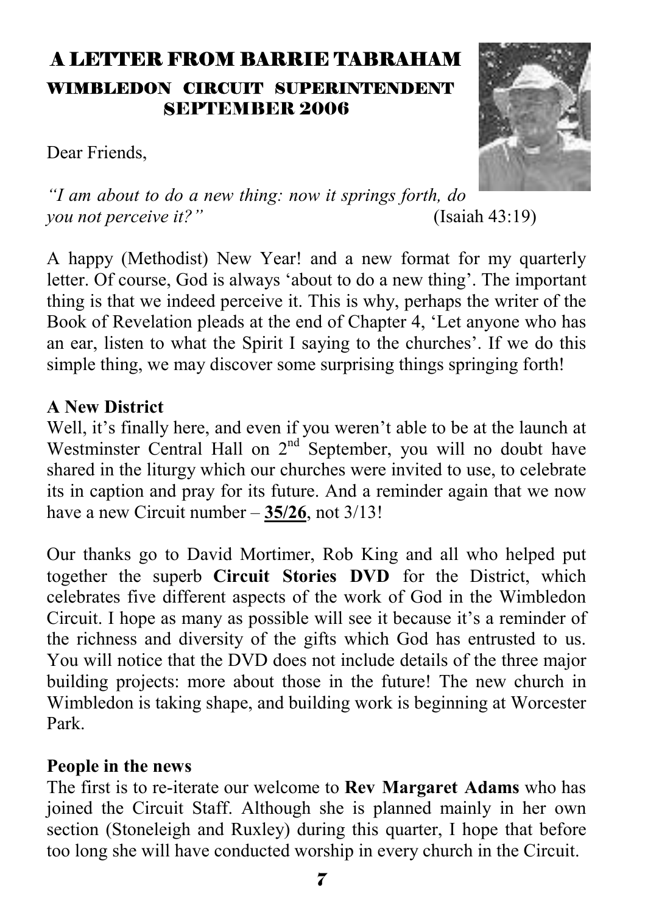# A LETTER FROM BARRIE TABRAHAM

## WIMBLEDON CIRCUIT SUPERINTENDENT SEPTEMBER 2006

Dear Friends,

*"I am about to do a new thing: now it springs forth, do you not perceive it?"* (Isaiah 43:19)

A happy (Methodist) New Year! and a new format for my quarterly letter. Of course, God is always 'about to do a new thing'. The important thing is that we indeed perceive it. This is why, perhaps the writer of the Book of Revelation pleads at the end of Chapter 4, 'Let anyone who has an ear, listen to what the Spirit I saying to the churches'. If we do this simple thing, we may discover some surprising things springing forth!

**A New District**

Well, it's finally here, and even if you weren't able to be at the launch at Westminster Central Hall on 2nd September, you will no doubt have shared in the liturgy which our churches were invited to use, to celebrate its in caption and pray for its future. And a reminder again that we now have a new Circuit number – **35/26**, not 3/13!

Our thanks go to David Mortimer, Rob King and all who helped put together the superb **Circuit Stories DVD** for the District, which celebrates five different aspects of the work of God in the Wimbledon Circuit. I hope as many as possible will see it because it's a reminder of the richness and diversity of the gifts which God has entrusted to us. You will notice that the DVD does not include details of the three major building projects: more about those in the future! The new church in Wimbledon is taking shape, and building work is beginning at Worcester Park.

**People in the news**

The first is to re-iterate our welcome to **Rev Margaret Adams** who has joined the Circuit Staff. Although she is planned mainly in her own section (Stoneleigh and Ruxley) during this quarter, I hope that before too long she will have conducted worship in every church in the Circuit.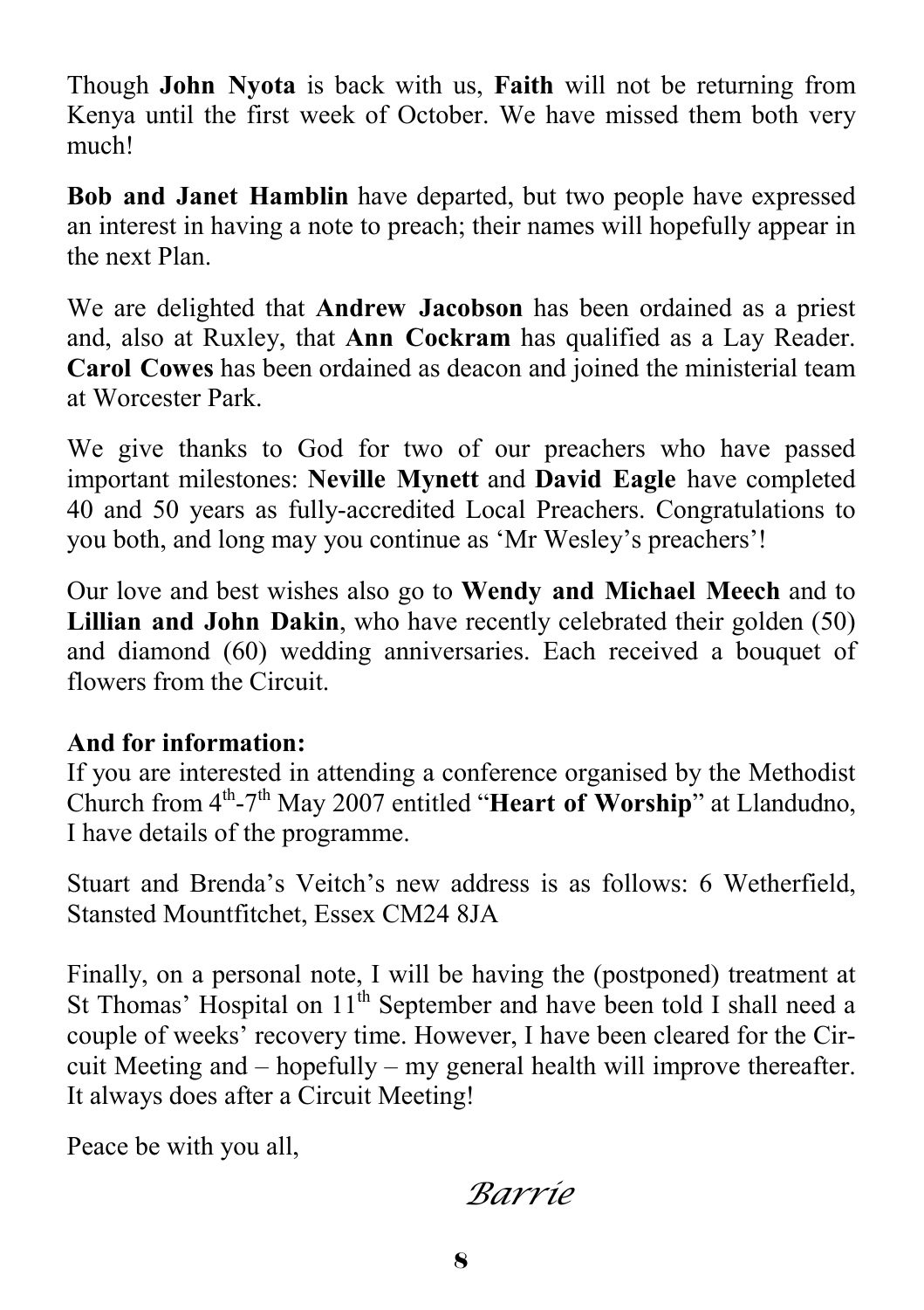Though **John Nyota** is back with us, **Faith** will not be returning from Kenya until the first week of October. We have missed them both very much!

**Bob and Janet Hamblin** have departed, but two people have expressed an interest in having a note to preach; their names will hopefully appear in the next Plan.

We are delighted that **Andrew Jacobson** has been ordained as a priest and, also at Ruxley, that **Ann Cockram** has qualified as a Lay Reader. **Carol Cowes** has been ordained as deacon and joined the ministerial team at Worcester Park.

We give thanks to God for two of our preachers who have passed important milestones: **Neville Mynett** and **David Eagle** have completed 40 and 50 years as fully-accredited Local Preachers. Congratulations to you both, and long may you continue as 'Mr Wesley's preachers'!

Our love and best wishes also go to **Wendy and Michael Meech** and to **Lillian and John Dakin**, who have recently celebrated their golden (50) and diamond (60) wedding anniversaries. Each received a bouquet of flowers from the Circuit.

**And for information:**
If you are interested in attending a conference organised by the Methodist Church from 4th-7th May 2007 entitled "**Heart of Worship**" at Llandudno, I have details of the programme.

Stuart and Brenda's Veitch's new address is as follows: 6 Wetherfield, Stansted Mountfitchet, Essex CM24 8JA

Finally, on a personal note, I will be having the (postponed) treatment at St Thomas' Hospital on 11th September and have been told I shall need a couple of weeks' recovery time. However, I have been cleared for the Circuit Meeting and – hopefully – my general health will improve thereafter. It always does after a Circuit Meeting!

Peace be with you all,

*Barrie*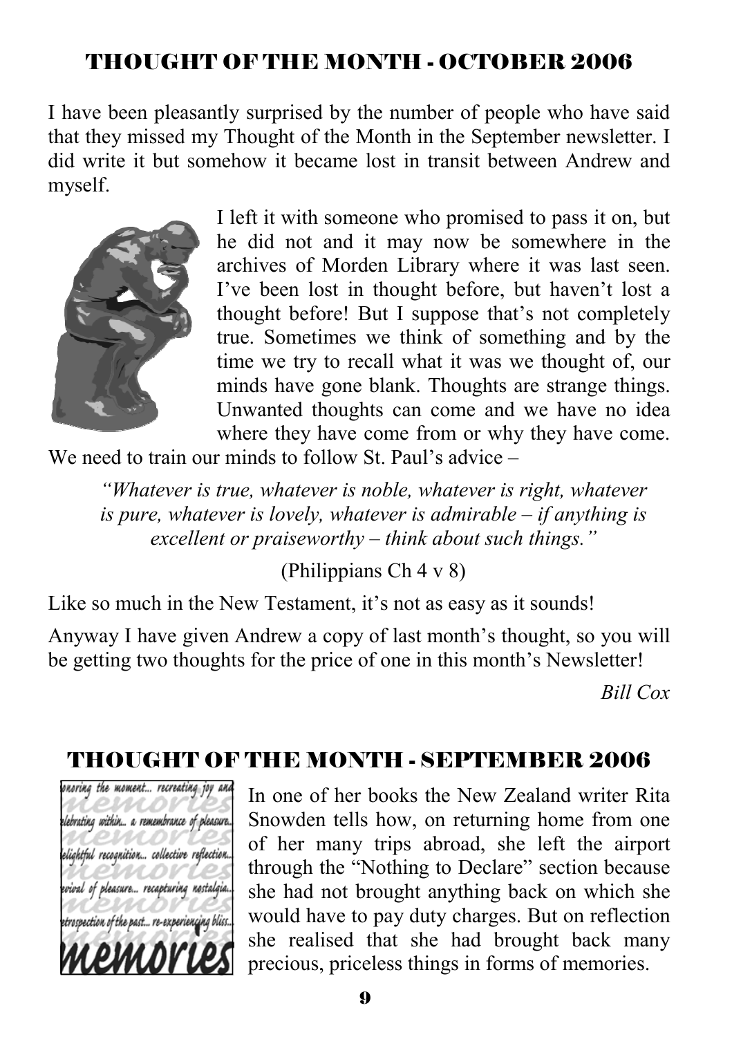## THOUGHT OF THE MONTH - OCTOBER 2006

I have been pleasantly surprised by the number of people who have said that they missed my Thought of the Month in the September newsletter. I did write it but somehow it became lost in transit between Andrew and myself.

I left it with someone who promised to pass it on, but he did not and it may now be somewhere in the archives of Morden Library where it was last seen. I've been lost in thought before, but haven't lost a thought before! But I suppose that's not completely true. Sometimes we think of something and by the time we try to recall what it was we thought of, our minds have gone blank. Thoughts are strange things. Unwanted thoughts can come and we have no idea where they have come from or why they have come. We need to train our minds to follow St. Paul's advice –

*"Whatever is true, whatever is noble, whatever is right, whatever is pure, whatever is lovely, whatever is admirable – if anything is excellent or praiseworthy – think about such things."*

(Philippians Ch 4 v 8)

Like so much in the New Testament, it's not as easy as it sounds!

Anyway I have given Andrew a copy of last month's thought, so you will be getting two thoughts for the price of one in this month's Newsletter!

*Bill Cox*

## THOUGHT OF THE MONTH - SEPTEMBER 2006

In one of her books the New Zealand writer Rita Snowden tells how, on returning home from one of her many trips abroad, she left the airport through the "Nothing to Declare" section because she had not brought anything back on which she would have to pay duty charges. But on reflection she realised that she had brought back many precious, priceless things in forms of memories.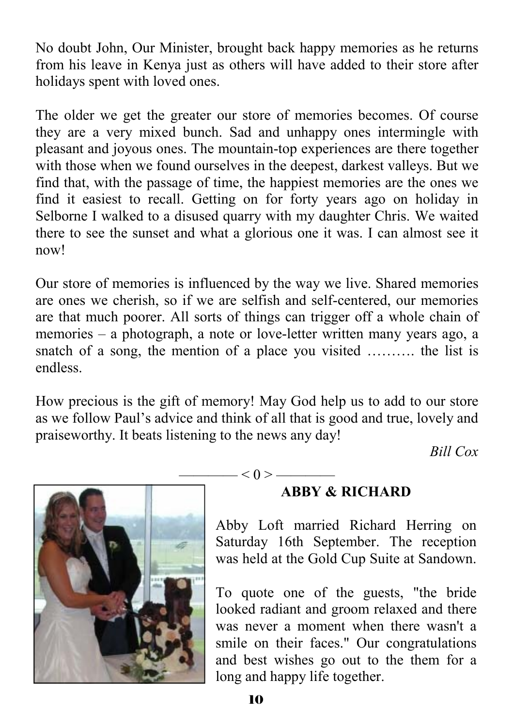No doubt John, Our Minister, brought back happy memories as he returns from his leave in Kenya just as others will have added to their store after holidays spent with loved ones.

The older we get the greater our store of memories becomes. Of course they are a very mixed bunch. Sad and unhappy ones intermingle with pleasant and joyous ones. The mountain-top experiences are there together with those when we found ourselves in the deepest, darkest valleys. But we find that, with the passage of time, the happiest memories are the ones we find it easiest to recall. Getting on for forty years ago on holiday in Selborne I walked to a disused quarry with my daughter Chris. We waited there to see the sunset and what a glorious one it was. I can almost see it now!

Our store of memories is influenced by the way we live. Shared memories are ones we cherish, so if we are selfish and self-centered, our memories are that much poorer. All sorts of things can trigger off a whole chain of memories – a photograph, a note or love-letter written many years ago, a snatch of a song, the mention of a place you visited ………. the list is endless.

How precious is the gift of memory! May God help us to add to our store as we follow Paul's advice and think of all that is good and true, lovely and praiseworthy. It beats listening to the news any day!

*Bill Cox*

———— < 0 > ————

**ABBY & RICHARD**

Abby Loft married Richard Herring on Saturday 16th September. The reception was held at the Gold Cup Suite at Sandown.

To quote one of the guests, "the bride looked radiant and groom relaxed and there was never a moment when there wasn't a smile on their faces." Our congratulations and best wishes go out to the them for a long and happy life together.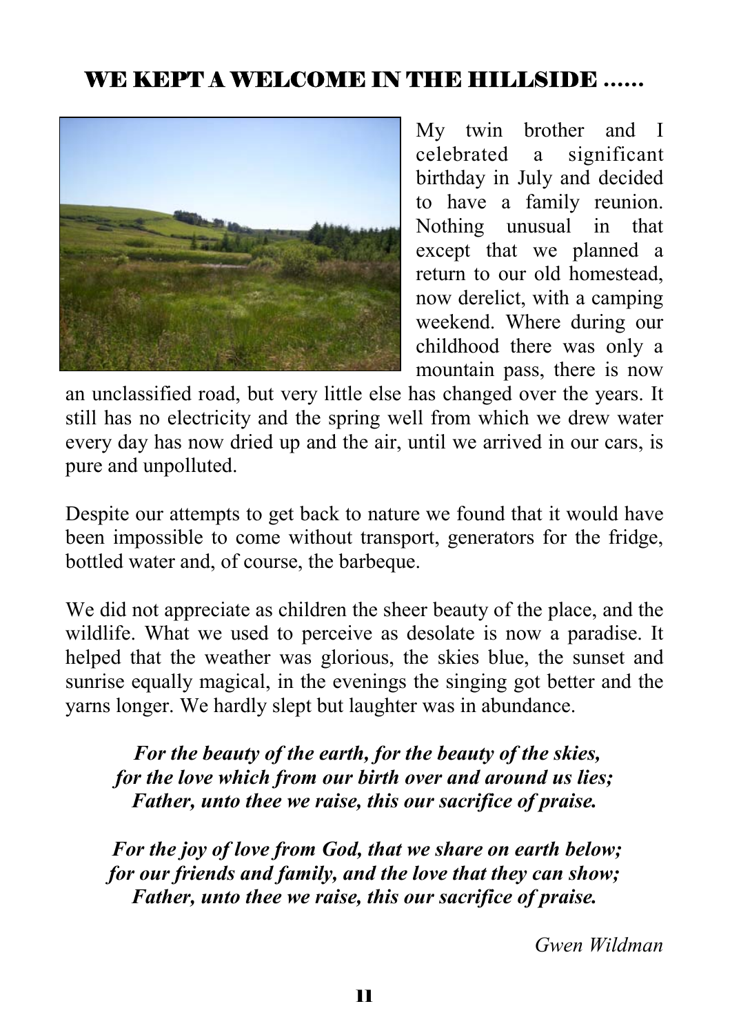# WE KEPT A WELCOME IN THE HILLSIDE ......

My twin brother and I celebrated a significant birthday in July and decided to have a family reunion. Nothing unusual in that except that we planned a return to our old homestead, now derelict, with a camping weekend. Where during our childhood there was only a mountain pass, there is now an unclassified road, but very little else has changed over the years. It still has no electricity and the spring well from which we drew water every day has now dried up and the air, until we arrived in our cars, is pure and unpolluted.

Despite our attempts to get back to nature we found that it would have been impossible to come without transport, generators for the fridge, bottled water and, of course, the barbeque.

We did not appreciate as children the sheer beauty of the place, and the wildlife. What we used to perceive as desolate is now a paradise. It helped that the weather was glorious, the skies blue, the sunset and sunrise equally magical, in the evenings the singing got better and the yarns longer. We hardly slept but laughter was in abundance.

***For the beauty of the earth, for the beauty of the skies,***
***for the love which from our birth over and around us lies;***
***Father, unto thee we raise, this our sacrifice of praise.***

***For the joy of love from God, that we share on earth below;***
***for our friends and family, and the love that they can show;***
***Father, unto thee we raise, this our sacrifice of praise.***

*Gwen Wildman*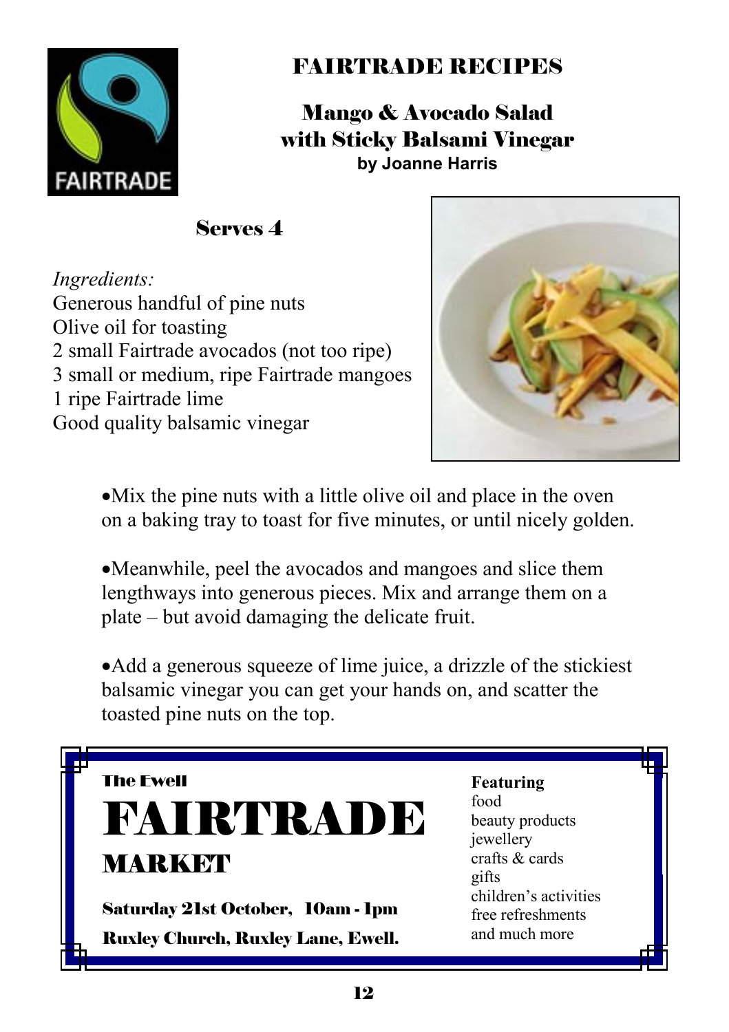# FAIRTRADE RECIPES

## Mango & Avocado Salad with Sticky Balsami Vinegar

**by Joanne Harris**

### Serves 4

*Ingredients:*

Generous handful of pine nuts
Olive oil for toasting
2 small Fairtrade avocados (not too ripe)
3 small or medium, ripe Fairtrade mangoes
1 ripe Fairtrade lime
Good quality balsamic vinegar

- Mix the pine nuts with a little olive oil and place in the oven on a baking tray to toast for five minutes, or until nicely golden.
- Meanwhile, peel the avocados and mangoes and slice them lengthways into generous pieces. Mix and arrange them on a plate – but avoid damaging the delicate fruit.
- Add a generous squeeze of lime juice, a drizzle of the stickiest balsamic vinegar you can get your hands on, and scatter the toasted pine nuts on the top.

---

**The Ewell**

# FAIRTRADE

## MARKET

**Saturday 21st October, 10am - 1pm**

**Ruxley Church, Ruxley Lane, Ewell.**

**Featuring**
food
beauty products
jewellery
crafts & cards
gifts
children's activities
free refreshments
and much more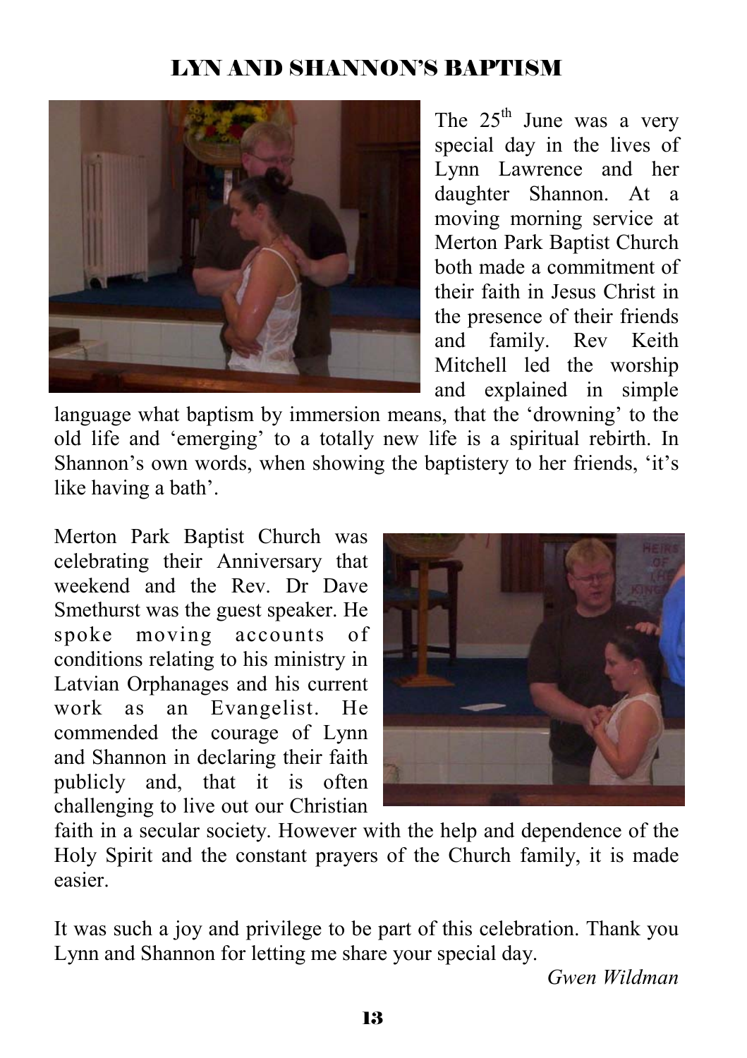# LYN AND SHANNON'S BAPTISM

The 25th June was a very special day in the lives of Lynn Lawrence and her daughter Shannon. At a moving morning service at Merton Park Baptist Church both made a commitment of their faith in Jesus Christ in the presence of their friends and family. Rev Keith Mitchell led the worship and explained in simple language what baptism by immersion means, that the 'drowning' to the old life and 'emerging' to a totally new life is a spiritual rebirth. In Shannon's own words, when showing the baptistery to her friends, 'it's like having a bath'.

Merton Park Baptist Church was celebrating their Anniversary that weekend and the Rev. Dr Dave Smethurst was the guest speaker. He spoke moving accounts of conditions relating to his ministry in Latvian Orphanages and his current work as an Evangelist. He commended the courage of Lynn and Shannon in declaring their faith publicly and, that it is often challenging to live out our Christian faith in a secular society. However with the help and dependence of the Holy Spirit and the constant prayers of the Church family, it is made easier.

It was such a joy and privilege to be part of this celebration. Thank you Lynn and Shannon for letting me share your special day.

*Gwen Wildman*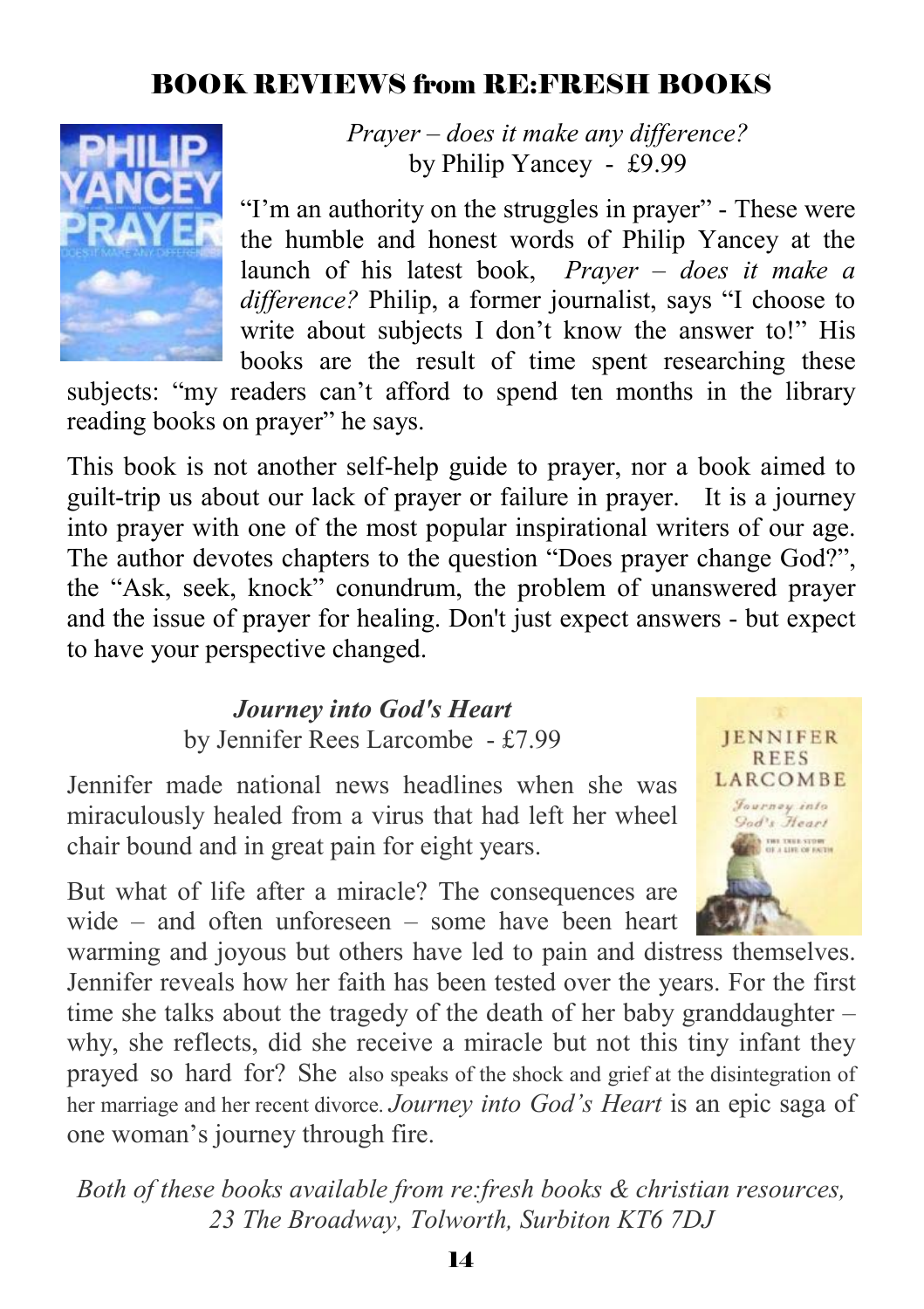## BOOK REVIEWS from RE:FRESH BOOKS

*Prayer – does it make any difference?*
by Philip Yancey - £9.99

"I'm an authority on the struggles in prayer" - These were the humble and honest words of Philip Yancey at the launch of his latest book, *Prayer – does it make a difference?* Philip, a former journalist, says "I choose to write about subjects I don't know the answer to!" His books are the result of time spent researching these subjects: "my readers can't afford to spend ten months in the library reading books on prayer" he says.

This book is not another self-help guide to prayer, nor a book aimed to guilt-trip us about our lack of prayer or failure in prayer. It is a journey into prayer with one of the most popular inspirational writers of our age. The author devotes chapters to the question "Does prayer change God?", the "Ask, seek, knock" conundrum, the problem of unanswered prayer and the issue of prayer for healing. Don't just expect answers - but expect to have your perspective changed.

***Journey into God's Heart***
by Jennifer Rees Larcombe - £7.99

Jennifer made national news headlines when she was miraculously healed from a virus that had left her wheel chair bound and in great pain for eight years.

But what of life after a miracle? The consequences are wide – and often unforeseen – some have been heart warming and joyous but others have led to pain and distress themselves. Jennifer reveals how her faith has been tested over the years. For the first time she talks about the tragedy of the death of her baby granddaughter – why, she reflects, did she receive a miracle but not this tiny infant they prayed so hard for? She also speaks of the shock and grief at the disintegration of her marriage and her recent divorce. *Journey into God's Heart* is an epic saga of one woman's journey through fire.

*Both of these books available from re:fresh books & christian resources, 23 The Broadway, Tolworth, Surbiton KT6 7DJ*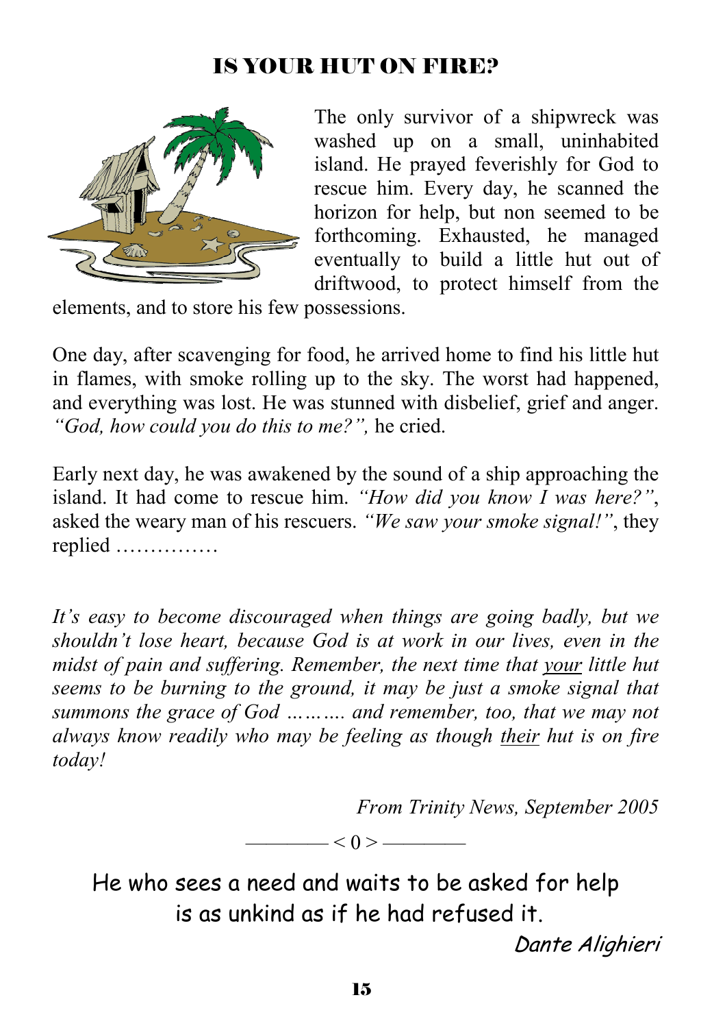# IS YOUR HUT ON FIRE?

The only survivor of a shipwreck was washed up on a small, uninhabited island. He prayed feverishly for God to rescue him. Every day, he scanned the horizon for help, but non seemed to be forthcoming. Exhausted, he managed eventually to build a little hut out of driftwood, to protect himself from the elements, and to store his few possessions.

One day, after scavenging for food, he arrived home to find his little hut in flames, with smoke rolling up to the sky. The worst had happened, and everything was lost. He was stunned with disbelief, grief and anger. *"God, how could you do this to me?",* he cried.

Early next day, he was awakened by the sound of a ship approaching the island. It had come to rescue him. *"How did you know I was here?"*, asked the weary man of his rescuers. *"We saw your smoke signal!"*, they replied ……………

*It's easy to become discouraged when things are going badly, but we shouldn't lose heart, because God is at work in our lives, even in the midst of pain and suffering. Remember, the next time that <u>your</u> little hut seems to be burning to the ground, it may be just a smoke signal that summons the grace of God ………. and remember, too, that we may not always know readily who may be feeling as though <u>their</u> hut is on fire today!*

*From Trinity News, September 2005*

———— < 0 > ————

He who sees a need and waits to be asked for help is as unkind as if he had refused it.

*Dante Alighieri*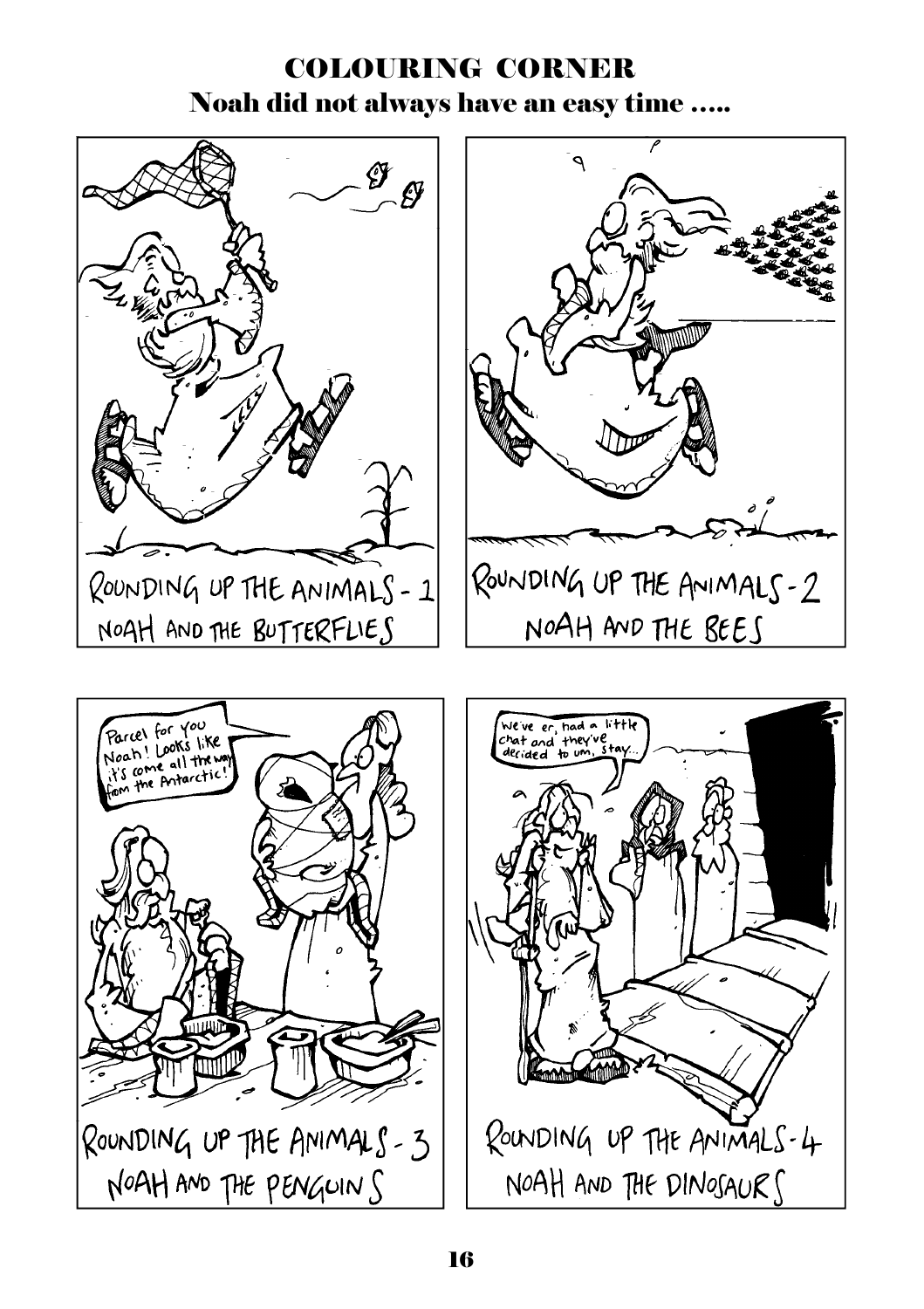# COLOURING CORNER

## Noah did not always have an easy time .....

ROUNDING UP THE ANIMALS - 1
NOAH AND THE BUTTERFLIES

ROUNDING UP THE ANIMALS - 2
NOAH AND THE BEES

Parcel for you Noah! Looks like it's come all the way from the Antarctic!

ROUNDING UP THE ANIMALS - 3
NOAH AND THE PENGUINS

We've er, had a little chat and they've decided to um, stay...

ROUNDING UP THE ANIMALS - 4
NOAH AND THE DINOSAURS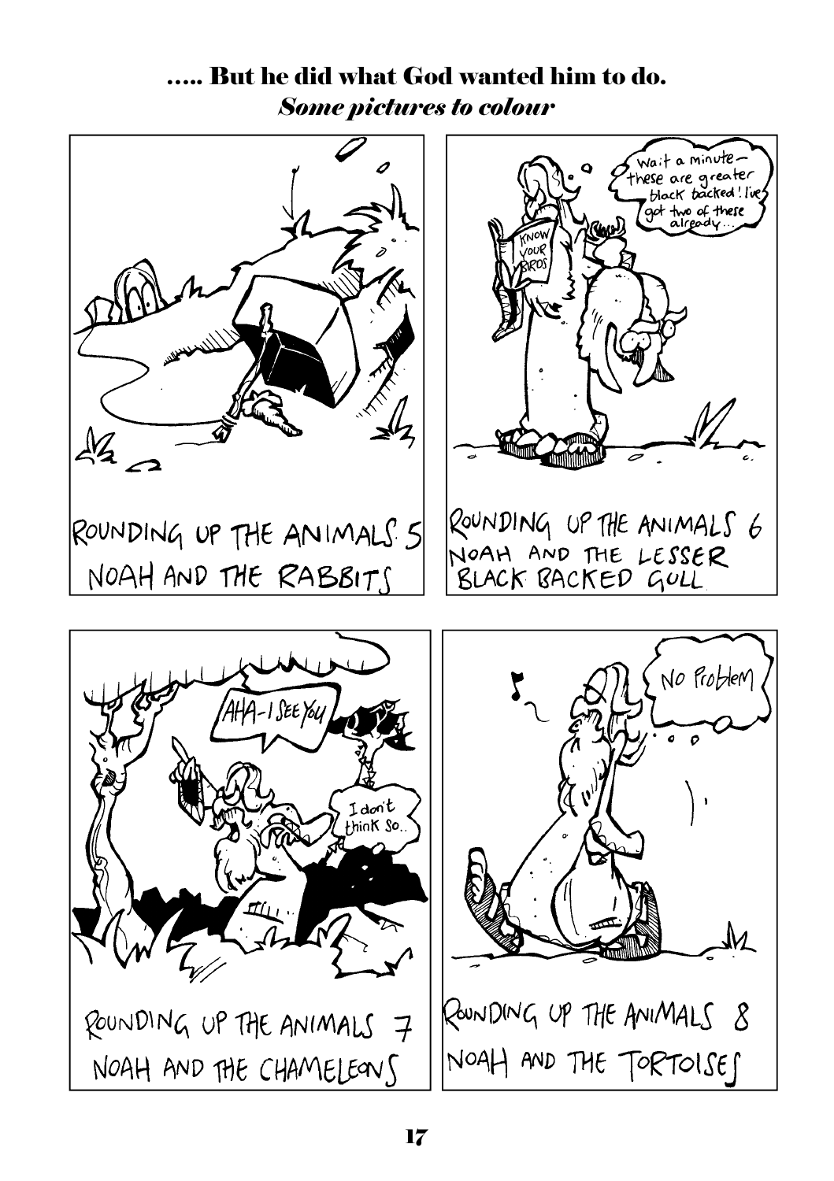## ….. But he did what God wanted him to do.

***Some pictures to colour***

ROUNDING UP THE ANIMALS 5
NOAH AND THE RABBITS

Wait a minute – these are greater black backed! I've got two of these already…

KNOW YOUR BIRDS

ROUNDING UP THE ANIMALS 6
NOAH AND THE LESSER BLACK BACKED GULL

AHA – I SEE YOU

I don't think so..

ROUNDING UP THE ANIMALS 7
NOAH AND THE CHAMELEONS

No Problem

ROUNDING UP THE ANIMALS 8
NOAH AND THE TORTOISES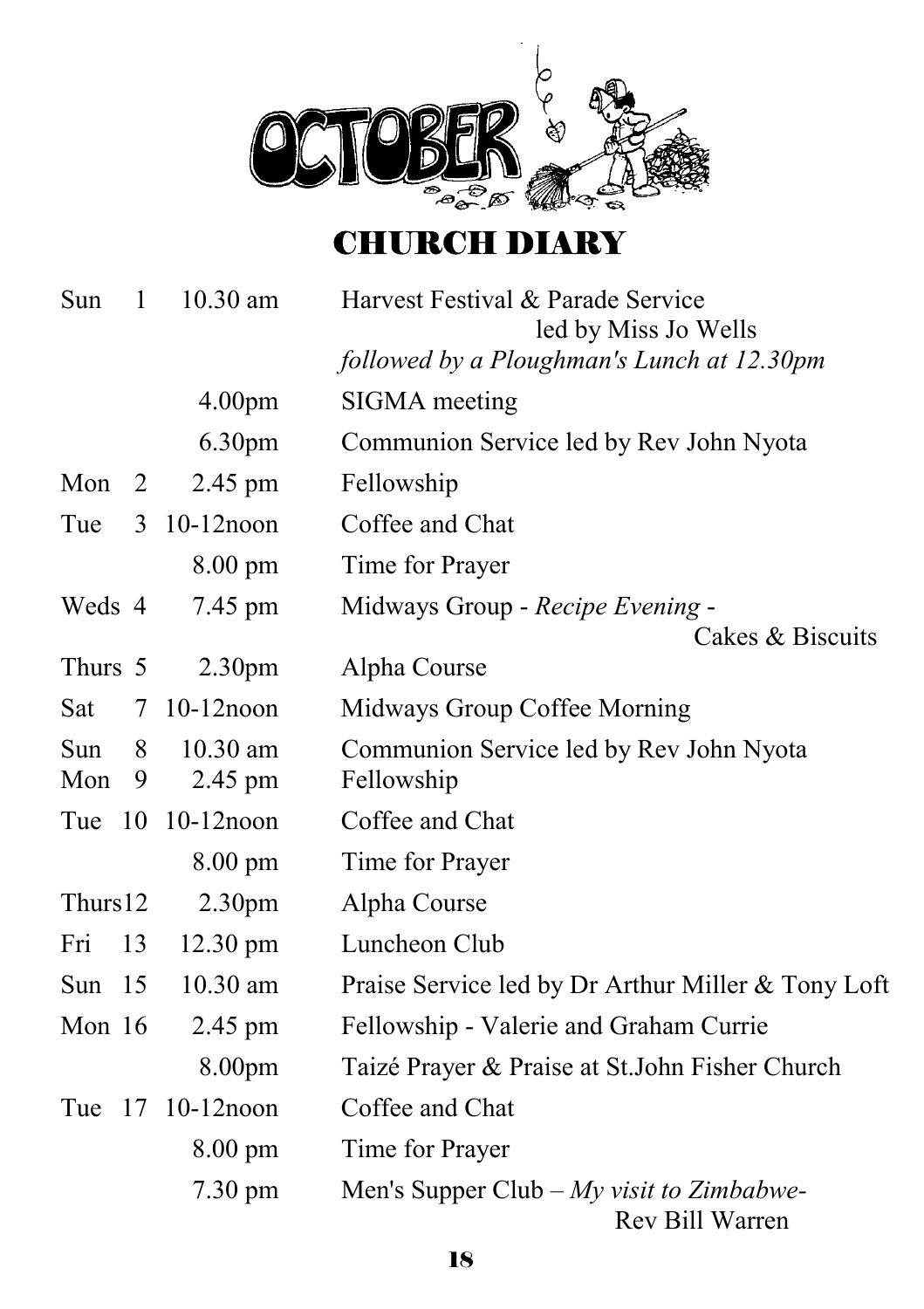# OCTOBER

## CHURCH DIARY

| Day | Date | Time | Event |
|---|---|---|---|
| Sun | 1 | 10.30 am | Harvest Festival & Parade Service led by Miss Jo Wells *followed by a Ploughman's Lunch at 12.30pm* |
| | | 4.00pm | SIGMA meeting |
| | | 6.30pm | Communion Service led by Rev John Nyota |
| Mon | 2 | 2.45 pm | Fellowship |
| Tue | 3 | 10-12noon | Coffee and Chat |
| | | 8.00 pm | Time for Prayer |
| Weds | 4 | 7.45 pm | Midways Group - *Recipe Evening* - Cakes & Biscuits |
| Thurs | 5 | 2.30pm | Alpha Course |
| Sat | 7 | 10-12noon | Midways Group Coffee Morning |
| Sun | 8 | 10.30 am | Communion Service led by Rev John Nyota |
| Mon | 9 | 2.45 pm | Fellowship |
| Tue | 10 | 10-12noon | Coffee and Chat |
| | | 8.00 pm | Time for Prayer |
| Thurs | 12 | 2.30pm | Alpha Course |
| Fri | 13 | 12.30 pm | Luncheon Club |
| Sun | 15 | 10.30 am | Praise Service led by Dr Arthur Miller & Tony Loft |
| Mon | 16 | 2.45 pm | Fellowship - Valerie and Graham Currie |
| | | 8.00pm | Taizé Prayer & Praise at St.John Fisher Church |
| Tue | 17 | 10-12noon | Coffee and Chat |
| | | 8.00 pm | Time for Prayer |
| | | 7.30 pm | Men's Supper Club – *My visit to Zimbabwe*- Rev Bill Warren |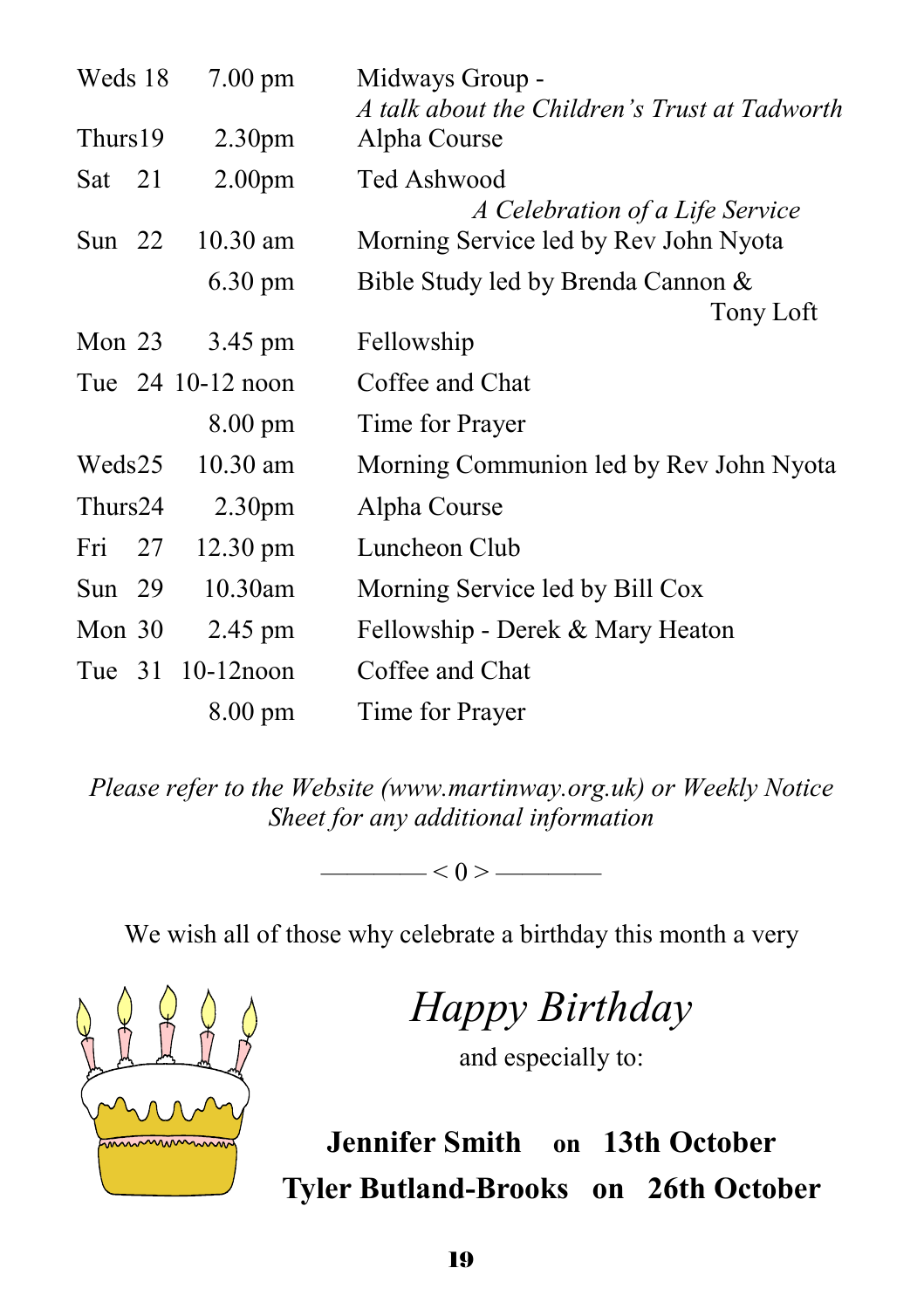| | | |
|---|---|---|
| Weds 18 | 7.00 pm | Midways Group - *A talk about the Children's Trust at Tadworth* |
| Thurs19 | 2.30pm | Alpha Course |
| Sat 21 | 2.00pm | Ted Ashwood *A Celebration of a Life Service* |
| Sun 22 | 10.30 am | Morning Service led by Rev John Nyota |
| | 6.30 pm | Bible Study led by Brenda Cannon & Tony Loft |
| Mon 23 | 3.45 pm | Fellowship |
| Tue 24 | 10-12 noon | Coffee and Chat |
| | 8.00 pm | Time for Prayer |
| Weds25 | 10.30 am | Morning Communion led by Rev John Nyota |
| Thurs24 | 2.30pm | Alpha Course |
| Fri 27 | 12.30 pm | Luncheon Club |
| Sun 29 | 10.30am | Morning Service led by Bill Cox |
| Mon 30 | 2.45 pm | Fellowship - Derek & Mary Heaton |
| Tue 31 | 10-12noon | Coffee and Chat |
| | 8.00 pm | Time for Prayer |

*Please refer to the Website (www.martinway.org.uk) or Weekly Notice Sheet for any additional information*

———— < 0 > ————

We wish all of those why celebrate a birthday this month a very

*Happy Birthday*

and especially to:

**Jennifer Smith on 13th October**

**Tyler Butland-Brooks on 26th October**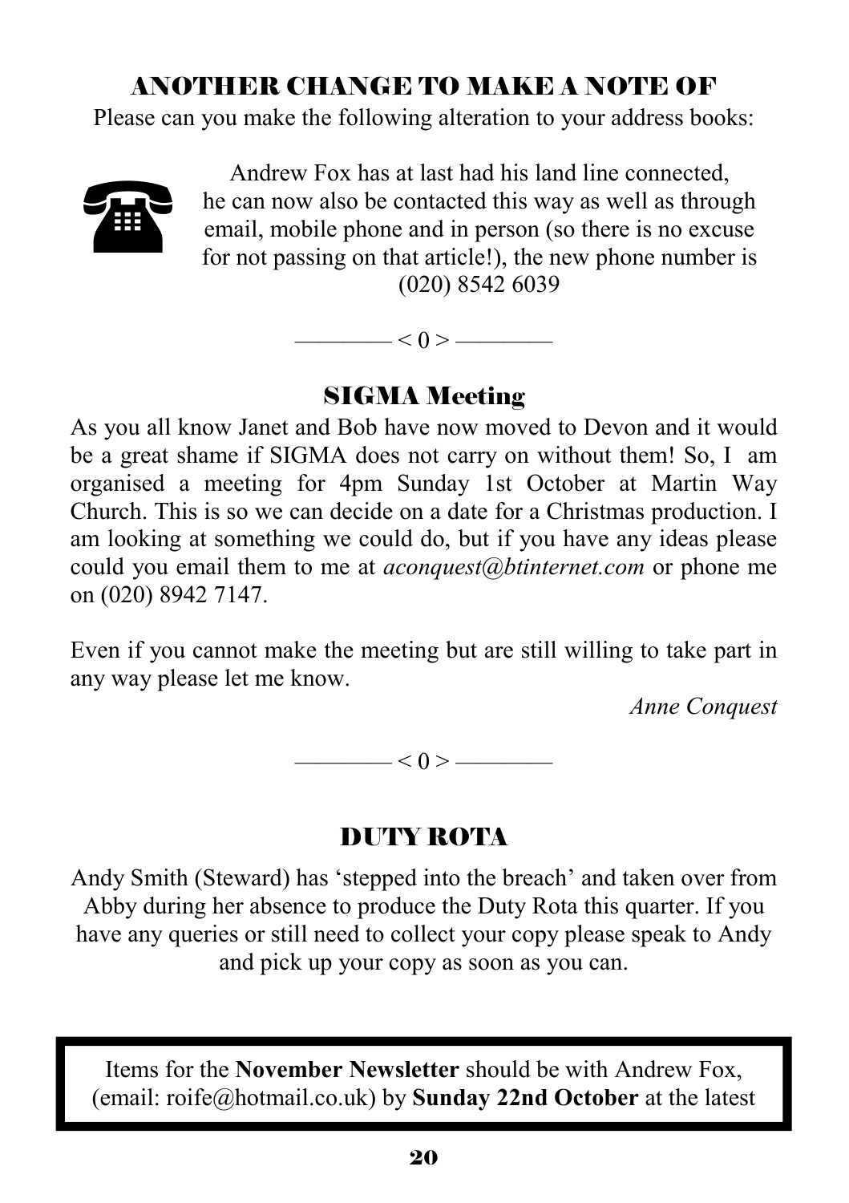## ANOTHER CHANGE TO MAKE A NOTE OF

Please can you make the following alteration to your address books:

Andrew Fox has at last had his land line connected, he can now also be contacted this way as well as through email, mobile phone and in person (so there is no excuse for not passing on that article!), the new phone number is (020) 8542 6039

———— < 0 > ————

## SIGMA Meeting

As you all know Janet and Bob have now moved to Devon and it would be a great shame if SIGMA does not carry on without them! So, I am organised a meeting for 4pm Sunday 1st October at Martin Way Church. This is so we can decide on a date for a Christmas production. I am looking at something we could do, but if you have any ideas please could you email them to me at *aconquest@btinternet.com* or phone me on (020) 8942 7147.

Even if you cannot make the meeting but are still willing to take part in any way please let me know.

*Anne Conquest*

———— < 0 > ————

## DUTY ROTA

Andy Smith (Steward) has 'stepped into the breach' and taken over from Abby during her absence to produce the Duty Rota this quarter. If you have any queries or still need to collect your copy please speak to Andy and pick up your copy as soon as you can.

Items for the **November Newsletter** should be with Andrew Fox, (email: roife@hotmail.co.uk) by **Sunday 22nd October** at the latest